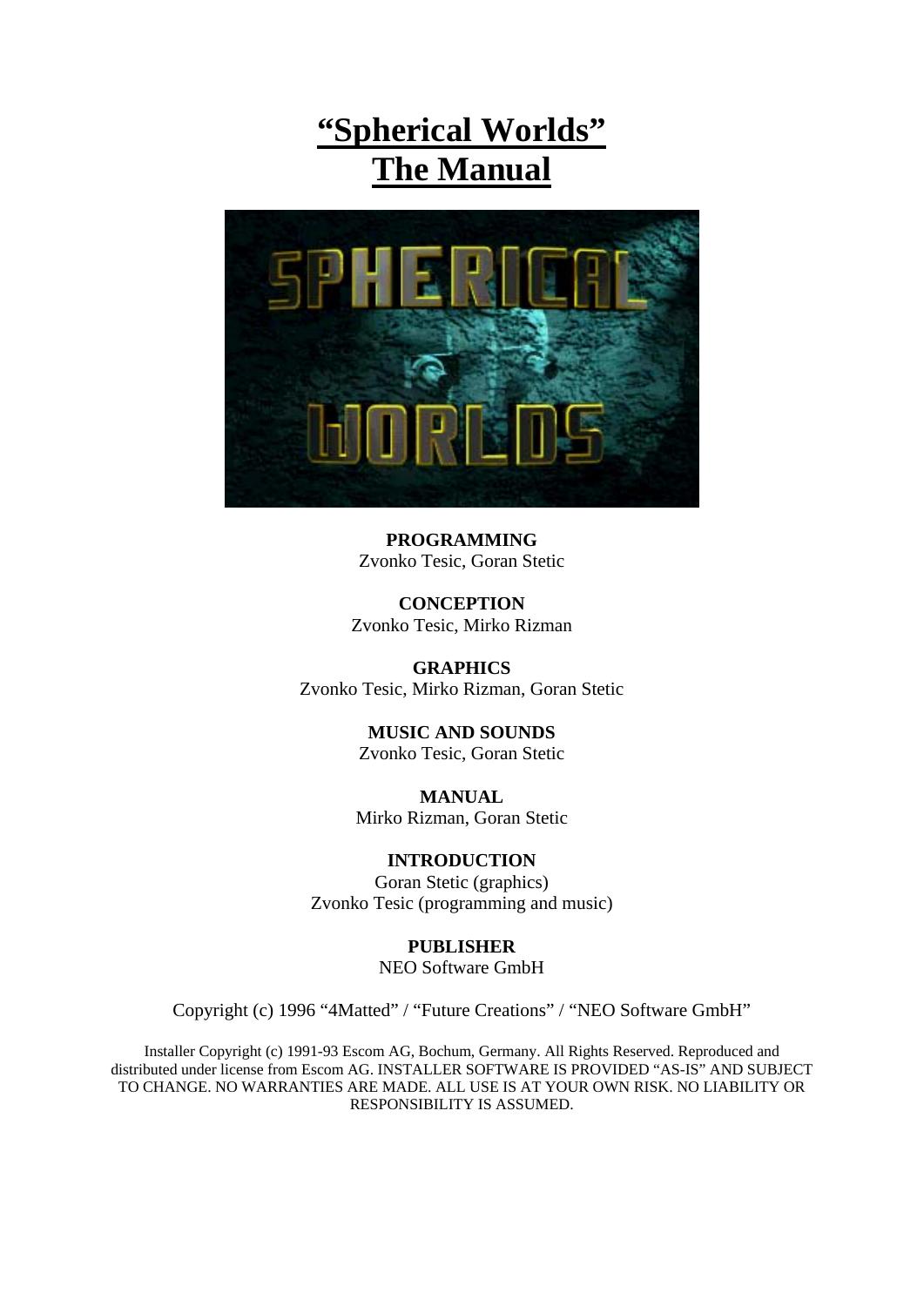# “Spherical Worlds”
# The Manual

**PROGRAMMING**
Zvonko Tesic, Goran Stetic

**CONCEPTION**
Zvonko Tesic, Mirko Rizman

**GRAPHICS**
Zvonko Tesic, Mirko Rizman, Goran Stetic

**MUSIC AND SOUNDS**
Zvonko Tesic, Goran Stetic

**MANUAL**
Mirko Rizman, Goran Stetic

**INTRODUCTION**
Goran Stetic (graphics)
Zvonko Tesic (programming and music)

**PUBLISHER**
NEO Software GmbH

Copyright (c) 1996 “4Matted” / “Future Creations” / “NEO Software GmbH”

Installer Copyright (c) 1991-93 Escom AG, Bochum, Germany. All Rights Reserved. Reproduced and distributed under license from Escom AG. INSTALLER SOFTWARE IS PROVIDED “AS-IS” AND SUBJECT TO CHANGE. NO WARRANTIES ARE MADE. ALL USE IS AT YOUR OWN RISK. NO LIABILITY OR RESPONSIBILITY IS ASSUMED.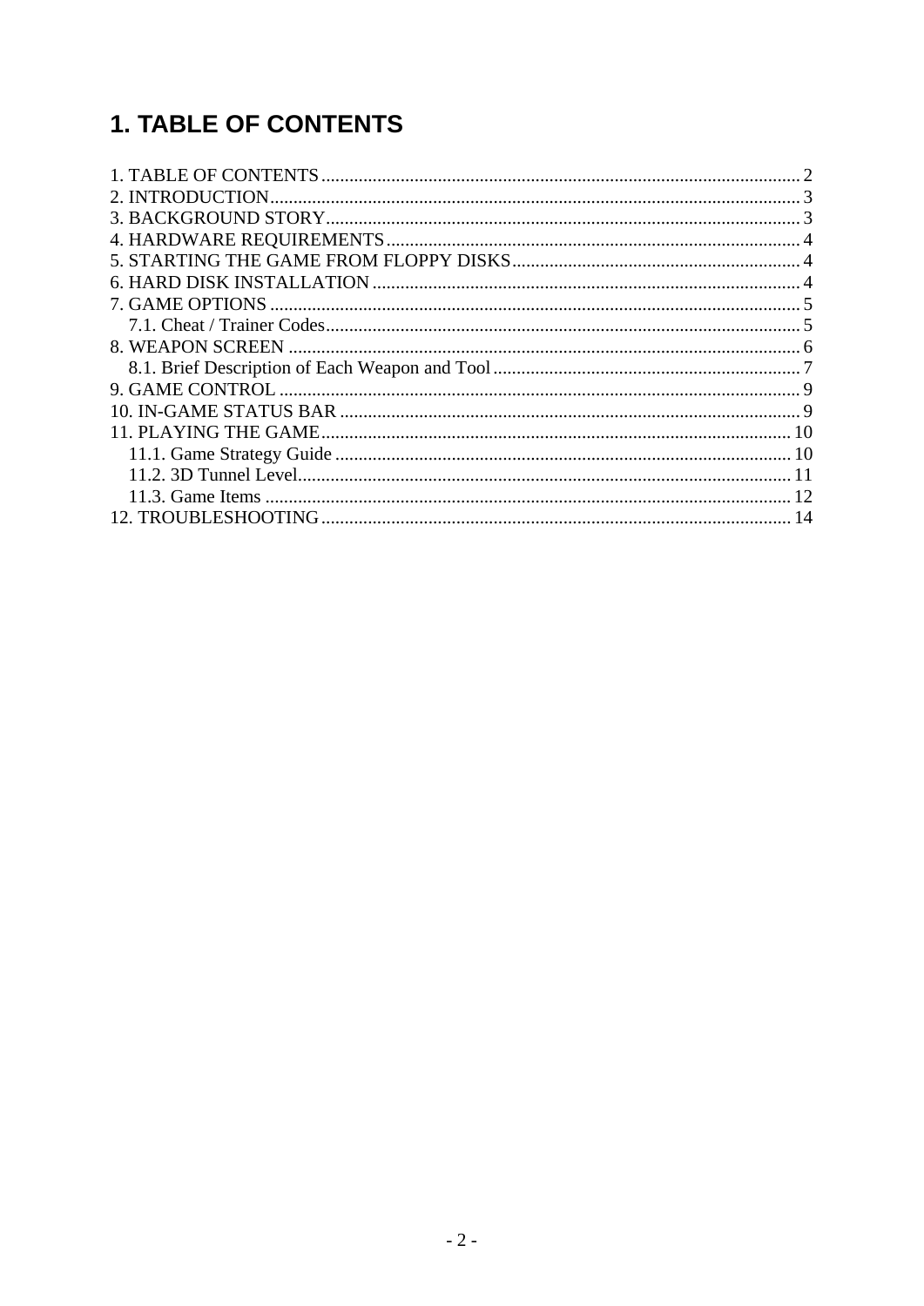# 1. TABLE OF CONTENTS

1. TABLE OF CONTENTS ........................................................................................................ 2
2. INTRODUCTION ................................................................................................................ 3
3. BACKGROUND STORY ...................................................................................................... 3
4. HARDWARE REQUIREMENTS ......................................................................................... 4
5. STARTING THE GAME FROM FLOPPY DISKS ............................................................... 4
6. HARD DISK INSTALLATION ............................................................................................ 4
7. GAME OPTIONS ................................................................................................................ 5
   7.1. Cheat / Trainer Codes ..................................................................................................... 5
8. WEAPON SCREEN ............................................................................................................. 6
   8.1. Brief Description of Each Weapon and Tool ................................................................. 7
9. GAME CONTROL ............................................................................................................... 9
10. IN-GAME STATUS BAR .................................................................................................. 9
11. PLAYING THE GAME ..................................................................................................... 10
   11.1. Game Strategy Guide .................................................................................................. 10
   11.2. 3D Tunnel Level .......................................................................................................... 11
   11.3. Game Items ................................................................................................................. 12
12. TROUBLESHOOTING ..................................................................................................... 14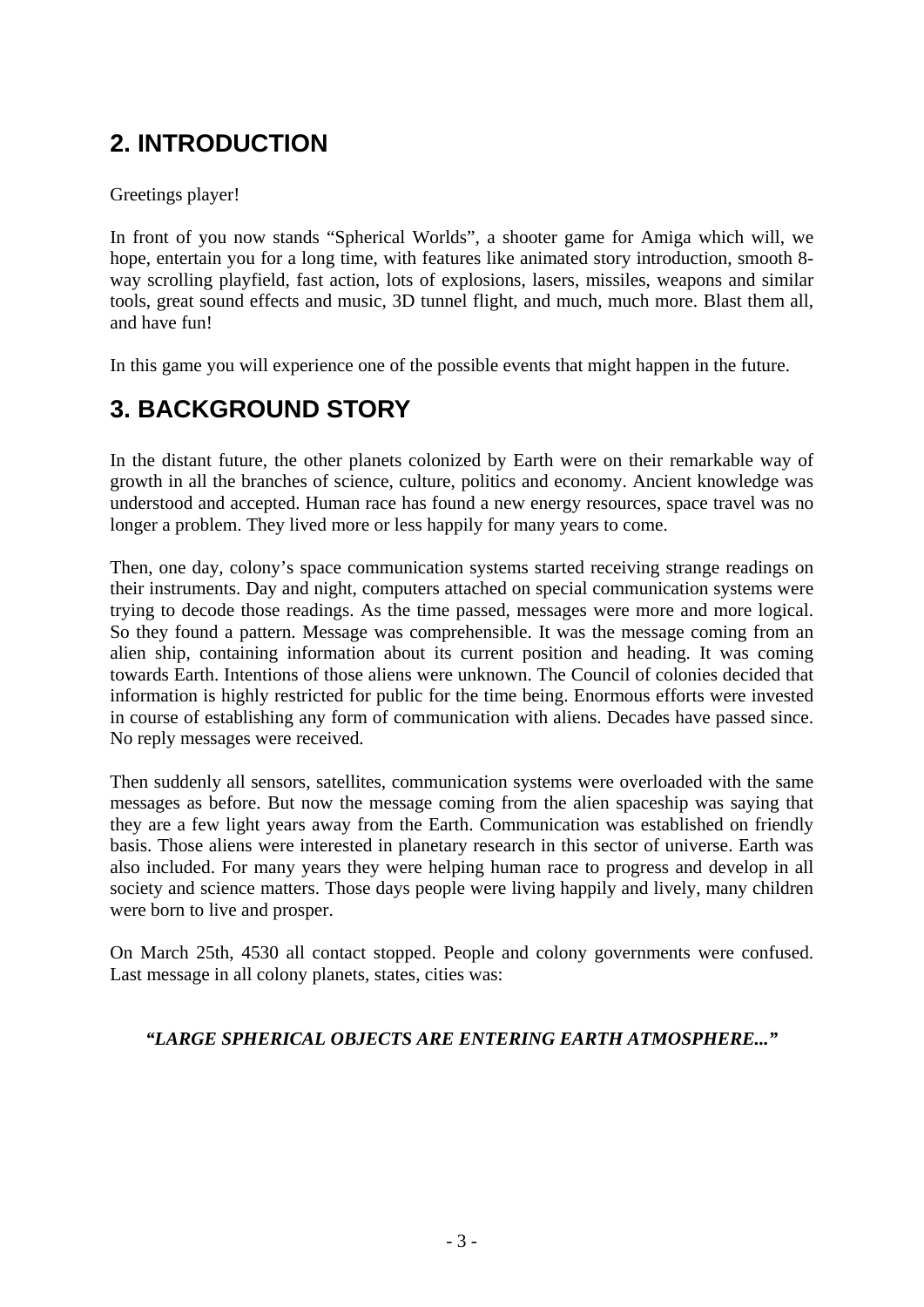## 2. INTRODUCTION

Greetings player!

In front of you now stands "Spherical Worlds", a shooter game for Amiga which will, we hope, entertain you for a long time, with features like animated story introduction, smooth 8-way scrolling playfield, fast action, lots of explosions, lasers, missiles, weapons and similar tools, great sound effects and music, 3D tunnel flight, and much, much more. Blast them all, and have fun!

In this game you will experience one of the possible events that might happen in the future.

## 3. BACKGROUND STORY

In the distant future, the other planets colonized by Earth were on their remarkable way of growth in all the branches of science, culture, politics and economy. Ancient knowledge was understood and accepted. Human race has found a new energy resources, space travel was no longer a problem. They lived more or less happily for many years to come.

Then, one day, colony's space communication systems started receiving strange readings on their instruments. Day and night, computers attached on special communication systems were trying to decode those readings. As the time passed, messages were more and more logical. So they found a pattern. Message was comprehensible. It was the message coming from an alien ship, containing information about its current position and heading. It was coming towards Earth. Intentions of those aliens were unknown. The Council of colonies decided that information is highly restricted for public for the time being. Enormous efforts were invested in course of establishing any form of communication with aliens. Decades have passed since. No reply messages were received.

Then suddenly all sensors, satellites, communication systems were overloaded with the same messages as before. But now the message coming from the alien spaceship was saying that they are a few light years away from the Earth. Communication was established on friendly basis. Those aliens were interested in planetary research in this sector of universe. Earth was also included. For many years they were helping human race to progress and develop in all society and science matters. Those days people were living happily and lively, many children were born to live and prosper.

On March 25th, 4530 all contact stopped. People and colony governments were confused. Last message in all colony planets, states, cities was:

***"LARGE SPHERICAL OBJECTS ARE ENTERING EARTH ATMOSPHERE..."***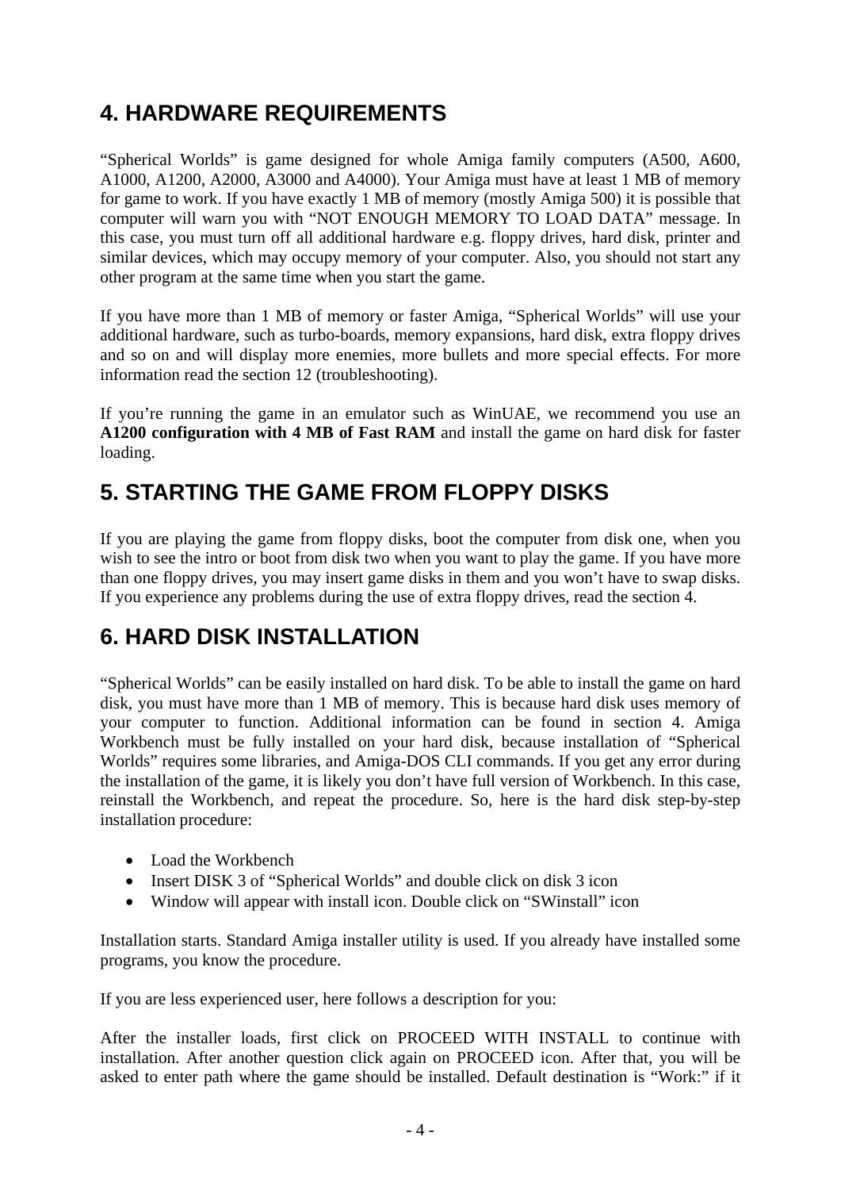## 4. HARDWARE REQUIREMENTS

“Spherical Worlds” is game designed for whole Amiga family computers (A500, A600, A1000, A1200, A2000, A3000 and A4000). Your Amiga must have at least 1 MB of memory for game to work. If you have exactly 1 MB of memory (mostly Amiga 500) it is possible that computer will warn you with “NOT ENOUGH MEMORY TO LOAD DATA” message. In this case, you must turn off all additional hardware e.g. floppy drives, hard disk, printer and similar devices, which may occupy memory of your computer. Also, you should not start any other program at the same time when you start the game.

If you have more than 1 MB of memory or faster Amiga, “Spherical Worlds” will use your additional hardware, such as turbo-boards, memory expansions, hard disk, extra floppy drives and so on and will display more enemies, more bullets and more special effects. For more information read the section 12 (troubleshooting).

If you’re running the game in an emulator such as WinUAE, we recommend you use an **A1200 configuration with 4 MB of Fast RAM** and install the game on hard disk for faster loading.

## 5. STARTING THE GAME FROM FLOPPY DISKS

If you are playing the game from floppy disks, boot the computer from disk one, when you wish to see the intro or boot from disk two when you want to play the game. If you have more than one floppy drives, you may insert game disks in them and you won’t have to swap disks. If you experience any problems during the use of extra floppy drives, read the section 4.

## 6. HARD DISK INSTALLATION

“Spherical Worlds” can be easily installed on hard disk. To be able to install the game on hard disk, you must have more than 1 MB of memory. This is because hard disk uses memory of your computer to function. Additional information can be found in section 4. Amiga Workbench must be fully installed on your hard disk, because installation of “Spherical Worlds” requires some libraries, and Amiga-DOS CLI commands. If you get any error during the installation of the game, it is likely you don’t have full version of Workbench. In this case, reinstall the Workbench, and repeat the procedure. So, here is the hard disk step-by-step installation procedure:

- Load the Workbench
- Insert DISK 3 of “Spherical Worlds” and double click on disk 3 icon
- Window will appear with install icon. Double click on “SWinstall” icon

Installation starts. Standard Amiga installer utility is used. If you already have installed some programs, you know the procedure.

If you are less experienced user, here follows a description for you:

After the installer loads, first click on PROCEED WITH INSTALL to continue with installation. After another question click again on PROCEED icon. After that, you will be asked to enter path where the game should be installed. Default destination is “Work:” if it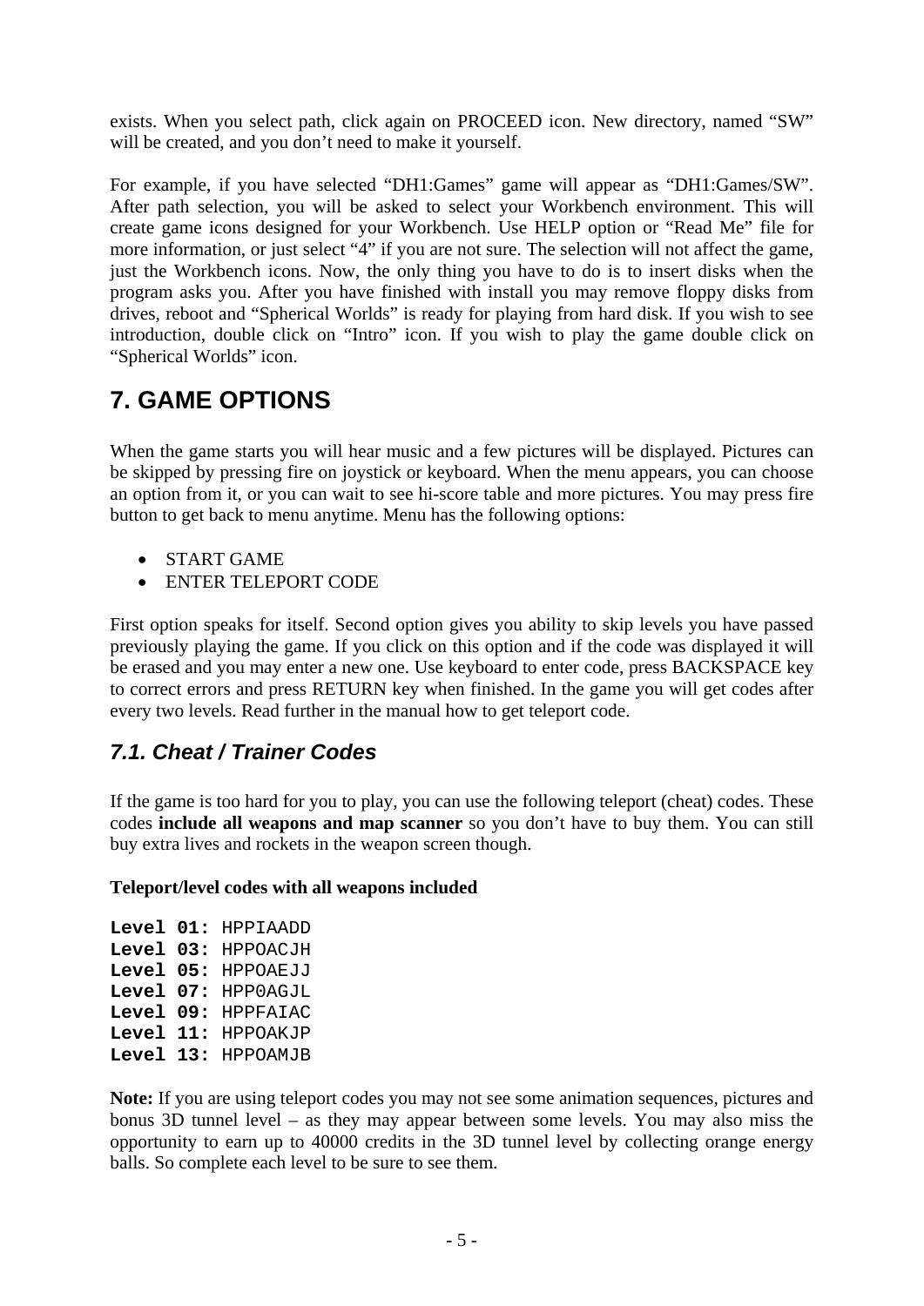exists. When you select path, click again on PROCEED icon. New directory, named “SW” will be created, and you don’t need to make it yourself.

For example, if you have selected “DH1:Games” game will appear as “DH1:Games/SW”. After path selection, you will be asked to select your Workbench environment. This will create game icons designed for your Workbench. Use HELP option or “Read Me” file for more information, or just select “4” if you are not sure. The selection will not affect the game, just the Workbench icons. Now, the only thing you have to do is to insert disks when the program asks you. After you have finished with install you may remove floppy disks from drives, reboot and “Spherical Worlds” is ready for playing from hard disk. If you wish to see introduction, double click on “Intro” icon. If you wish to play the game double click on “Spherical Worlds” icon.

## 7. GAME OPTIONS

When the game starts you will hear music and a few pictures will be displayed. Pictures can be skipped by pressing fire on joystick or keyboard. When the menu appears, you can choose an option from it, or you can wait to see hi-score table and more pictures. You may press fire button to get back to menu anytime. Menu has the following options:

- START GAME
- ENTER TELEPORT CODE

First option speaks for itself. Second option gives you ability to skip levels you have passed previously playing the game. If you click on this option and if the code was displayed it will be erased and you may enter a new one. Use keyboard to enter code, press BACKSPACE key to correct errors and press RETURN key when finished. In the game you will get codes after every two levels. Read further in the manual how to get teleport code.

### *7.1. Cheat / Trainer Codes*

If the game is too hard for you to play, you can use the following teleport (cheat) codes. These codes **include all weapons and map scanner** so you don’t have to buy them. You can still buy extra lives and rockets in the weapon screen though.

**Teleport/level codes with all weapons included**

**Level 01:** HPPIAADD
**Level 03:** HPPOACJH
**Level 05:** HPPOAEJJ
**Level 07:** HPP0AGJL
**Level 09:** HPPFAIAC
**Level 11:** HPPOAKJP
**Level 13:** HPPOAMJB

**Note:** If you are using teleport codes you may not see some animation sequences, pictures and bonus 3D tunnel level – as they may appear between some levels. You may also miss the opportunity to earn up to 40000 credits in the 3D tunnel level by collecting orange energy balls. So complete each level to be sure to see them.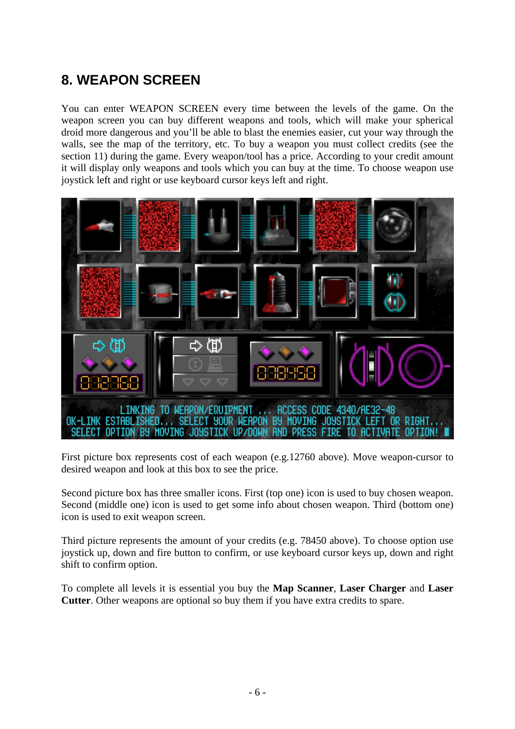## 8. WEAPON SCREEN

You can enter WEAPON SCREEN every time between the levels of the game. On the weapon screen you can buy different weapons and tools, which will make your spherical droid more dangerous and you'll be able to blast the enemies easier, cut your way through the walls, see the map of the territory, etc. To buy a weapon you must collect credits (see the section 11) during the game. Every weapon/tool has a price. According to your credit amount it will display only weapons and tools which you can buy at the time. To choose weapon use joystick left and right or use keyboard cursor keys left and right.

First picture box represents cost of each weapon (e.g.12760 above). Move weapon-cursor to desired weapon and look at this box to see the price.

Second picture box has three smaller icons. First (top one) icon is used to buy chosen weapon. Second (middle one) icon is used to get some info about chosen weapon. Third (bottom one) icon is used to exit weapon screen.

Third picture represents the amount of your credits (e.g. 78450 above). To choose option use joystick up, down and fire button to confirm, or use keyboard cursor keys up, down and right shift to confirm option.

To complete all levels it is essential you buy the **Map Scanner**, **Laser Charger** and **Laser Cutter**. Other weapons are optional so buy them if you have extra credits to spare.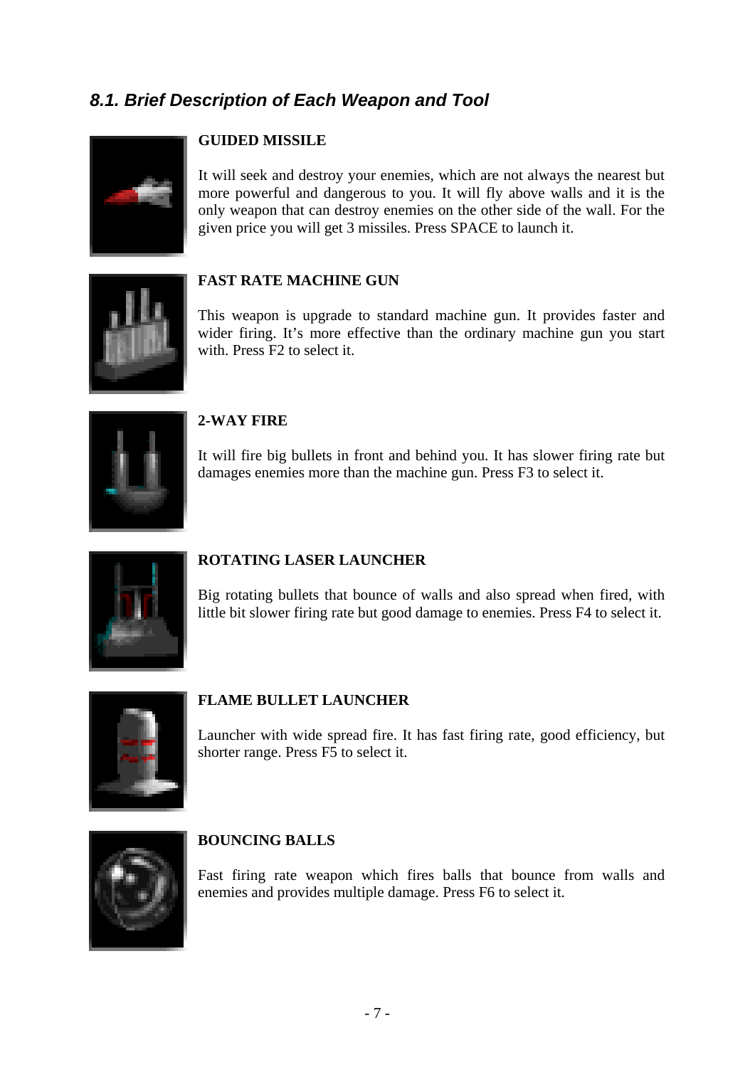### *8.1. Brief Description of Each Weapon and Tool*

**GUIDED MISSILE**

It will seek and destroy your enemies, which are not always the nearest but more powerful and dangerous to you. It will fly above walls and it is the only weapon that can destroy enemies on the other side of the wall. For the given price you will get 3 missiles. Press SPACE to launch it.

**FAST RATE MACHINE GUN**

This weapon is upgrade to standard machine gun. It provides faster and wider firing. It's more effective than the ordinary machine gun you start with. Press F2 to select it.

**2-WAY FIRE**

It will fire big bullets in front and behind you. It has slower firing rate but damages enemies more than the machine gun. Press F3 to select it.

**ROTATING LASER LAUNCHER**

Big rotating bullets that bounce of walls and also spread when fired, with little bit slower firing rate but good damage to enemies. Press F4 to select it.

**FLAME BULLET LAUNCHER**

Launcher with wide spread fire. It has fast firing rate, good efficiency, but shorter range. Press F5 to select it.

**BOUNCING BALLS**

Fast firing rate weapon which fires balls that bounce from walls and enemies and provides multiple damage. Press F6 to select it.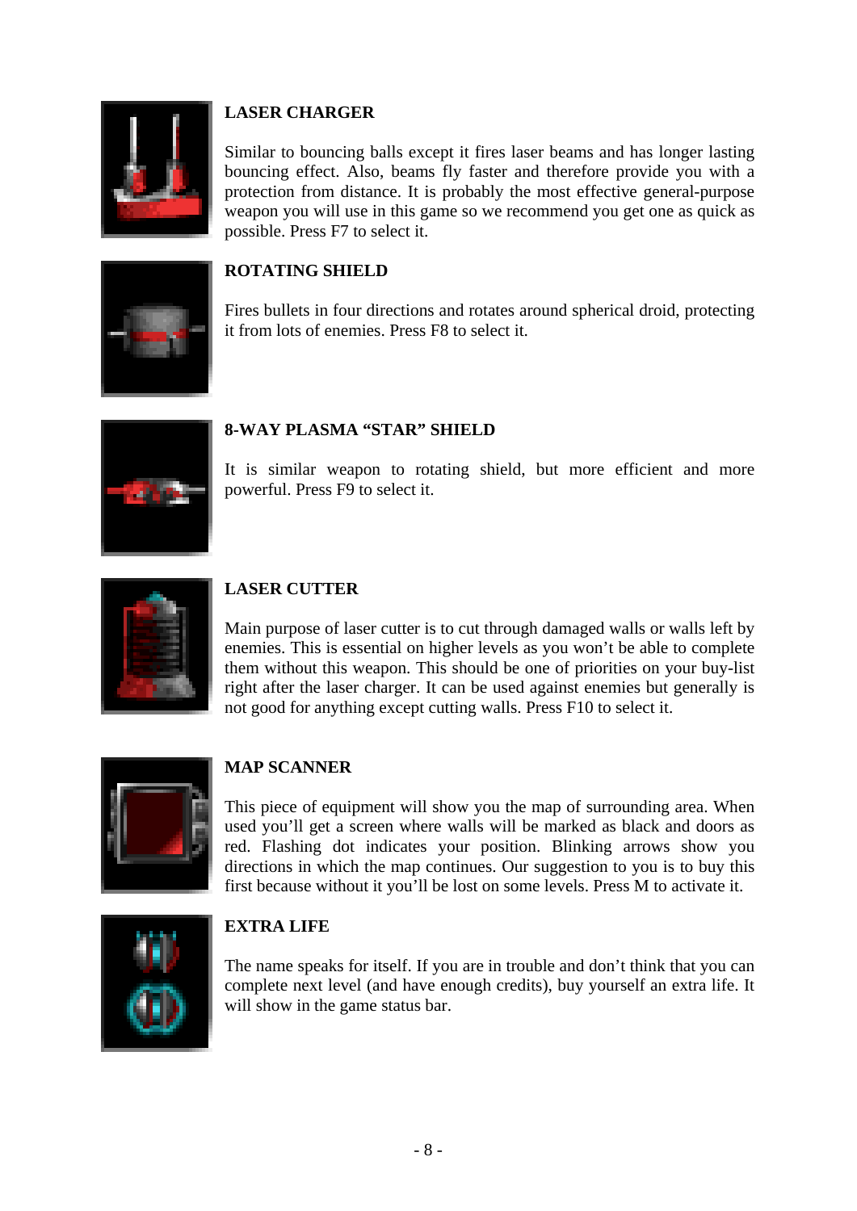### LASER CHARGER

Similar to bouncing balls except it fires laser beams and has longer lasting bouncing effect. Also, beams fly faster and therefore provide you with a protection from distance. It is probably the most effective general-purpose weapon you will use in this game so we recommend you get one as quick as possible. Press F7 to select it.

### ROTATING SHIELD

Fires bullets in four directions and rotates around spherical droid, protecting it from lots of enemies. Press F8 to select it.

### 8-WAY PLASMA "STAR" SHIELD

It is similar weapon to rotating shield, but more efficient and more powerful. Press F9 to select it.

### LASER CUTTER

Main purpose of laser cutter is to cut through damaged walls or walls left by enemies. This is essential on higher levels as you won't be able to complete them without this weapon. This should be one of priorities on your buy-list right after the laser charger. It can be used against enemies but generally is not good for anything except cutting walls. Press F10 to select it.

### MAP SCANNER

This piece of equipment will show you the map of surrounding area. When used you'll get a screen where walls will be marked as black and doors as red. Flashing dot indicates your position. Blinking arrows show you directions in which the map continues. Our suggestion to you is to buy this first because without it you'll be lost on some levels. Press M to activate it.

### EXTRA LIFE

The name speaks for itself. If you are in trouble and don't think that you can complete next level (and have enough credits), buy yourself an extra life. It will show in the game status bar.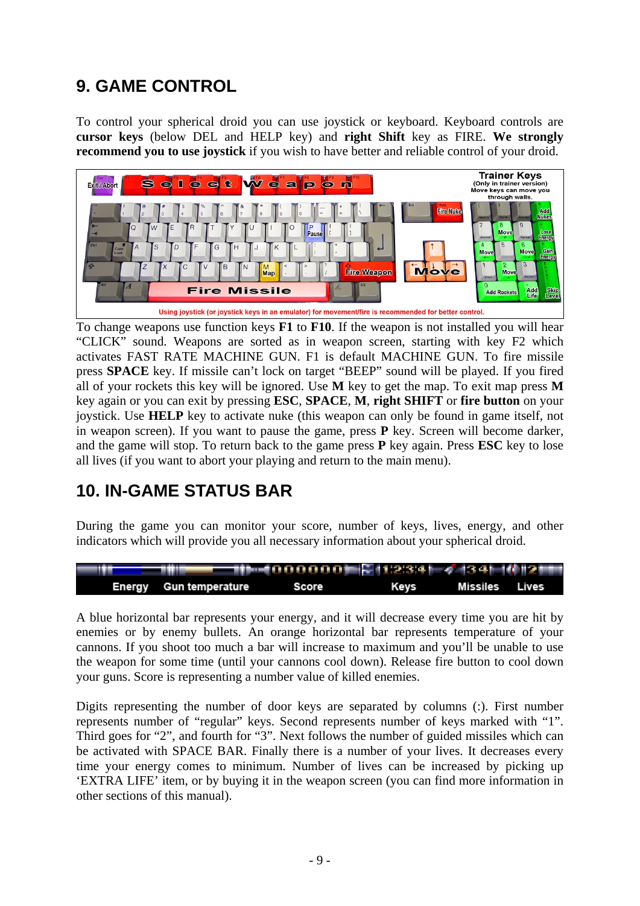## 9. GAME CONTROL

To control your spherical droid you can use joystick or keyboard. Keyboard controls are **cursor keys** (below DEL and HELP key) and **right Shift** key as FIRE. **We strongly recommend you to use joystick** if you wish to have better and reliable control of your droid.

Using joystick (or joystick keys in an emulator) for movement/fire is recommended for better control.

To change weapons use function keys **F1** to **F10**. If the weapon is not installed you will hear "CLICK" sound. Weapons are sorted as in weapon screen, starting with key F2 which activates FAST RATE MACHINE GUN. F1 is default MACHINE GUN. To fire missile press **SPACE** key. If missile can't lock on target "BEEP" sound will be played. If you fired all of your rockets this key will be ignored. Use **M** key to get the map. To exit map press **M** key again or you can exit by pressing **ESC**, **SPACE**, **M**, **right SHIFT** or **fire button** on your joystick. Use **HELP** key to activate nuke (this weapon can only be found in game itself, not in weapon screen). If you want to pause the game, press **P** key. Screen will become darker, and the game will stop. To return back to the game press **P** key again. Press **ESC** key to lose all lives (if you want to abort your playing and return to the main menu).

## 10. IN-GAME STATUS BAR

During the game you can monitor your score, number of keys, lives, energy, and other indicators which will provide you all necessary information about your spherical droid.

A blue horizontal bar represents your energy, and it will decrease every time you are hit by enemies or by enemy bullets. An orange horizontal bar represents temperature of your cannons. If you shoot too much a bar will increase to maximum and you'll be unable to use the weapon for some time (until your cannons cool down). Release fire button to cool down your guns. Score is representing a number value of killed enemies.

Digits representing the number of door keys are separated by columns (:). First number represents number of "regular" keys. Second represents number of keys marked with "1". Third goes for "2", and fourth for "3". Next follows the number of guided missiles which can be activated with SPACE BAR. Finally there is a number of your lives. It decreases every time your energy comes to minimum. Number of lives can be increased by picking up 'EXTRA LIFE' item, or by buying it in the weapon screen (you can find more information in other sections of this manual).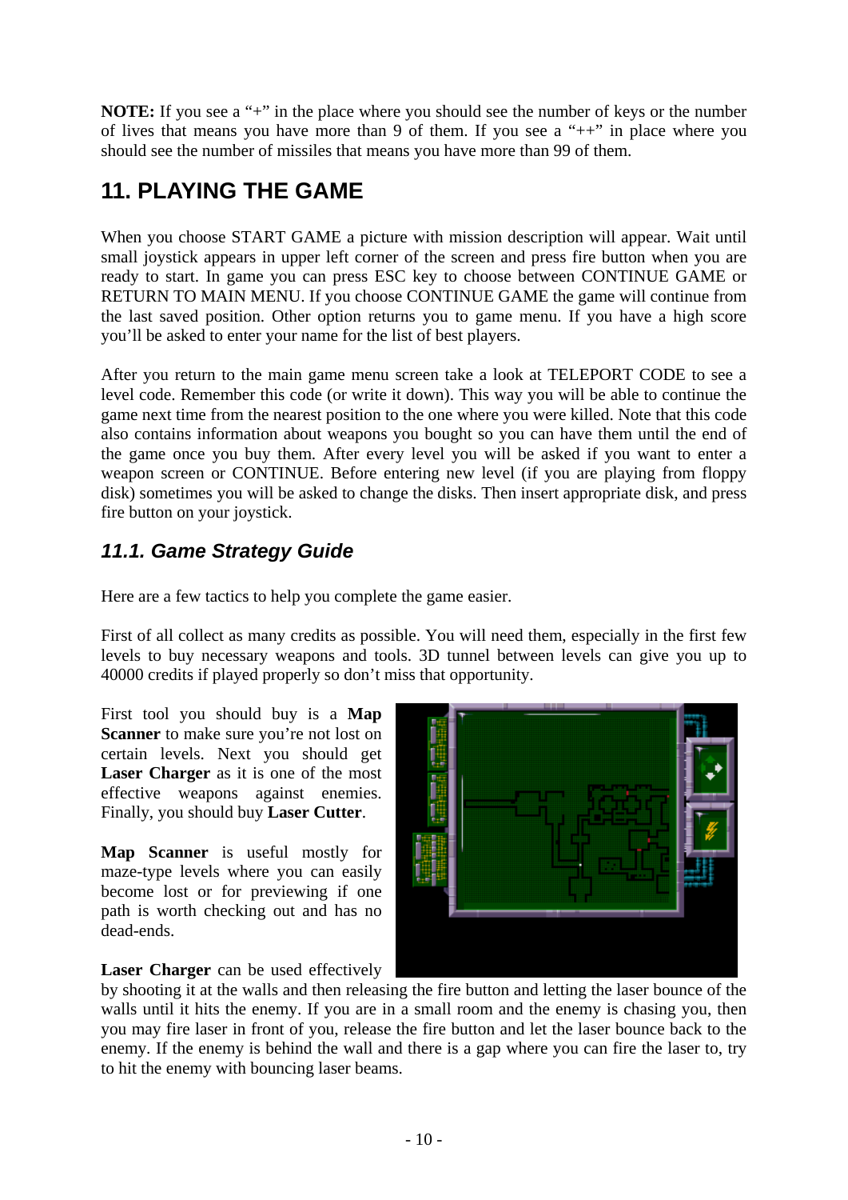**NOTE:** If you see a "+" in the place where you should see the number of keys or the number of lives that means you have more than 9 of them. If you see a "++" in place where you should see the number of missiles that means you have more than 99 of them.

## 11. PLAYING THE GAME

When you choose START GAME a picture with mission description will appear. Wait until small joystick appears in upper left corner of the screen and press fire button when you are ready to start. In game you can press ESC key to choose between CONTINUE GAME or RETURN TO MAIN MENU. If you choose CONTINUE GAME the game will continue from the last saved position. Other option returns you to game menu. If you have a high score you'll be asked to enter your name for the list of best players.

After you return to the main game menu screen take a look at TELEPORT CODE to see a level code. Remember this code (or write it down). This way you will be able to continue the game next time from the nearest position to the one where you were killed. Note that this code also contains information about weapons you bought so you can have them until the end of the game once you buy them. After every level you will be asked if you want to enter a weapon screen or CONTINUE. Before entering new level (if you are playing from floppy disk) sometimes you will be asked to change the disks. Then insert appropriate disk, and press fire button on your joystick.

### *11.1. Game Strategy Guide*

Here are a few tactics to help you complete the game easier.

First of all collect as many credits as possible. You will need them, especially in the first few levels to buy necessary weapons and tools. 3D tunnel between levels can give you up to 40000 credits if played properly so don't miss that opportunity.

First tool you should buy is a **Map Scanner** to make sure you're not lost on certain levels. Next you should get **Laser Charger** as it is one of the most effective weapons against enemies. Finally, you should buy **Laser Cutter**.

**Map Scanner** is useful mostly for maze-type levels where you can easily become lost or for previewing if one path is worth checking out and has no dead-ends.

**Laser Charger** can be used effectively by shooting it at the walls and then releasing the fire button and letting the laser bounce of the walls until it hits the enemy. If you are in a small room and the enemy is chasing you, then you may fire laser in front of you, release the fire button and let the laser bounce back to the enemy. If the enemy is behind the wall and there is a gap where you can fire the laser to, try to hit the enemy with bouncing laser beams.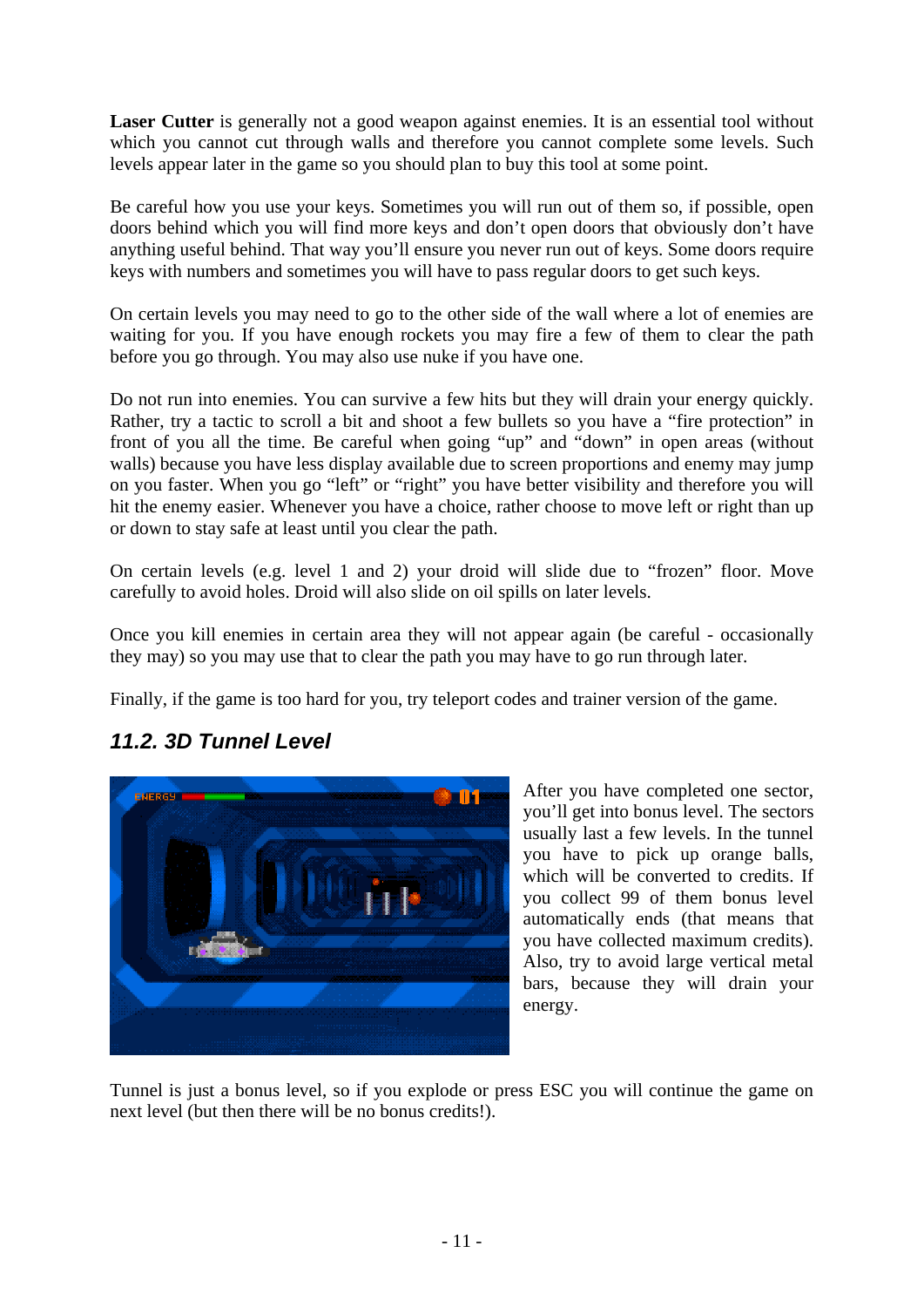**Laser Cutter** is generally not a good weapon against enemies. It is an essential tool without which you cannot cut through walls and therefore you cannot complete some levels. Such levels appear later in the game so you should plan to buy this tool at some point.

Be careful how you use your keys. Sometimes you will run out of them so, if possible, open doors behind which you will find more keys and don't open doors that obviously don't have anything useful behind. That way you'll ensure you never run out of keys. Some doors require keys with numbers and sometimes you will have to pass regular doors to get such keys.

On certain levels you may need to go to the other side of the wall where a lot of enemies are waiting for you. If you have enough rockets you may fire a few of them to clear the path before you go through. You may also use nuke if you have one.

Do not run into enemies. You can survive a few hits but they will drain your energy quickly. Rather, try a tactic to scroll a bit and shoot a few bullets so you have a "fire protection" in front of you all the time. Be careful when going "up" and "down" in open areas (without walls) because you have less display available due to screen proportions and enemy may jump on you faster. When you go "left" or "right" you have better visibility and therefore you will hit the enemy easier. Whenever you have a choice, rather choose to move left or right than up or down to stay safe at least until you clear the path.

On certain levels (e.g. level 1 and 2) your droid will slide due to "frozen" floor. Move carefully to avoid holes. Droid will also slide on oil spills on later levels.

Once you kill enemies in certain area they will not appear again (be careful - occasionally they may) so you may use that to clear the path you may have to go run through later.

Finally, if the game is too hard for you, try teleport codes and trainer version of the game.

## *11.2. 3D Tunnel Level*

After you have completed one sector, you'll get into bonus level. The sectors usually last a few levels. In the tunnel you have to pick up orange balls, which will be converted to credits. If you collect 99 of them bonus level automatically ends (that means that you have collected maximum credits). Also, try to avoid large vertical metal bars, because they will drain your energy.

Tunnel is just a bonus level, so if you explode or press ESC you will continue the game on next level (but then there will be no bonus credits!).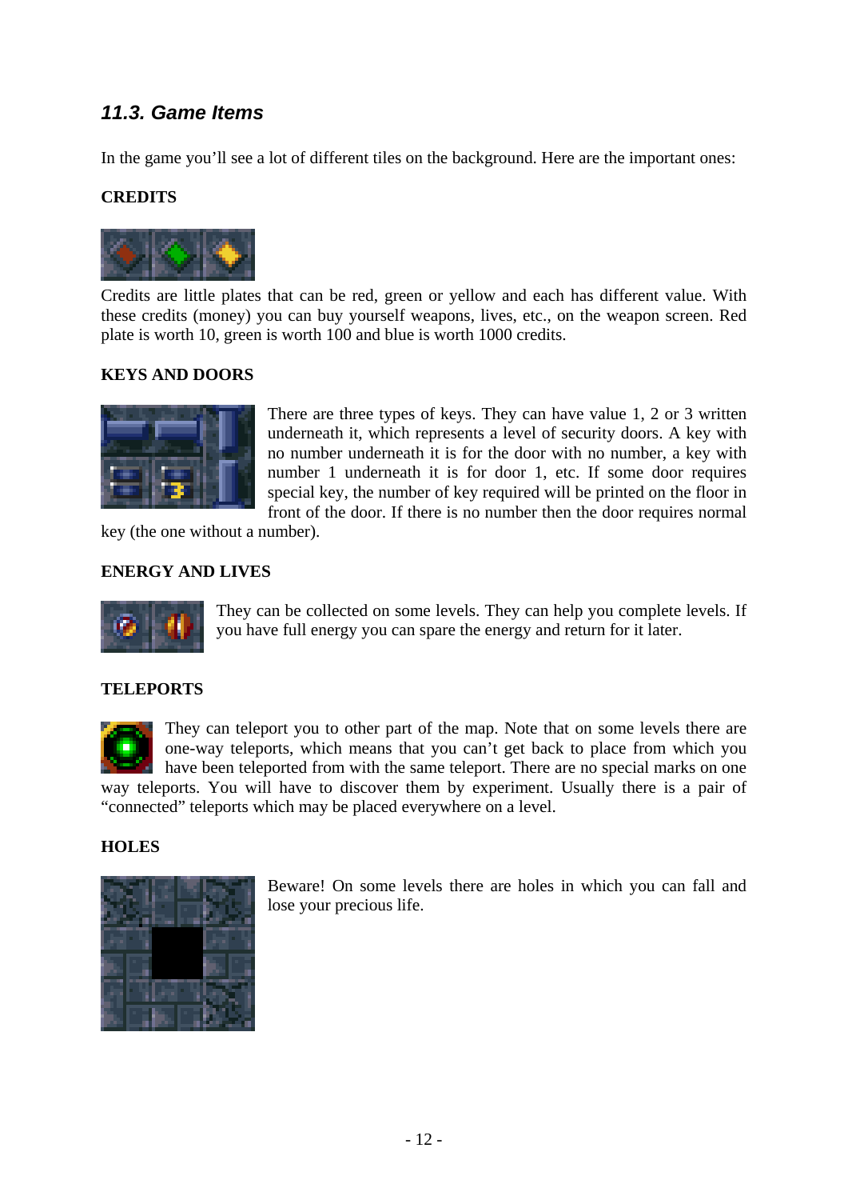### *11.3. Game Items*

In the game you'll see a lot of different tiles on the background. Here are the important ones:

**CREDITS**

Credits are little plates that can be red, green or yellow and each has different value. With these credits (money) you can buy yourself weapons, lives, etc., on the weapon screen. Red plate is worth 10, green is worth 100 and blue is worth 1000 credits.

**KEYS AND DOORS**

There are three types of keys. They can have value 1, 2 or 3 written underneath it, which represents a level of security doors. A key with no number underneath it is for the door with no number, a key with number 1 underneath it is for door 1, etc. If some door requires special key, the number of key required will be printed on the floor in front of the door. If there is no number then the door requires normal key (the one without a number).

**ENERGY AND LIVES**

They can be collected on some levels. They can help you complete levels. If you have full energy you can spare the energy and return for it later.

**TELEPORTS**

They can teleport you to other part of the map. Note that on some levels there are one-way teleports, which means that you can't get back to place from which you have been teleported from with the same teleport. There are no special marks on one way teleports. You will have to discover them by experiment. Usually there is a pair of "connected" teleports which may be placed everywhere on a level.

**HOLES**

Beware! On some levels there are holes in which you can fall and lose your precious life.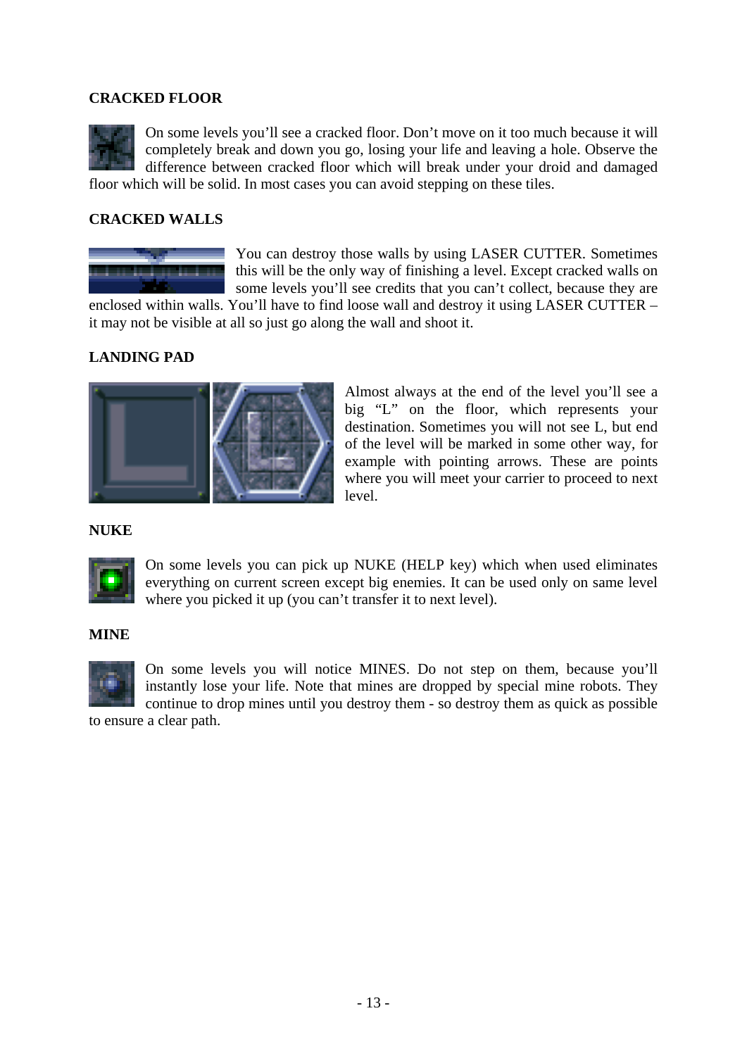## CRACKED FLOOR

On some levels you'll see a cracked floor. Don't move on it too much because it will completely break and down you go, losing your life and leaving a hole. Observe the difference between cracked floor which will break under your droid and damaged floor which will be solid. In most cases you can avoid stepping on these tiles.

## CRACKED WALLS

You can destroy those walls by using LASER CUTTER. Sometimes this will be the only way of finishing a level. Except cracked walls on some levels you'll see credits that you can't collect, because they are enclosed within walls. You'll have to find loose wall and destroy it using LASER CUTTER – it may not be visible at all so just go along the wall and shoot it.

## LANDING PAD

Almost always at the end of the level you'll see a big "L" on the floor, which represents your destination. Sometimes you will not see L, but end of the level will be marked in some other way, for example with pointing arrows. These are points where you will meet your carrier to proceed to next level.

## NUKE

On some levels you can pick up NUKE (HELP key) which when used eliminates everything on current screen except big enemies. It can be used only on same level where you picked it up (you can't transfer it to next level).

## MINE

On some levels you will notice MINES. Do not step on them, because you'll instantly lose your life. Note that mines are dropped by special mine robots. They continue to drop mines until you destroy them - so destroy them as quick as possible to ensure a clear path.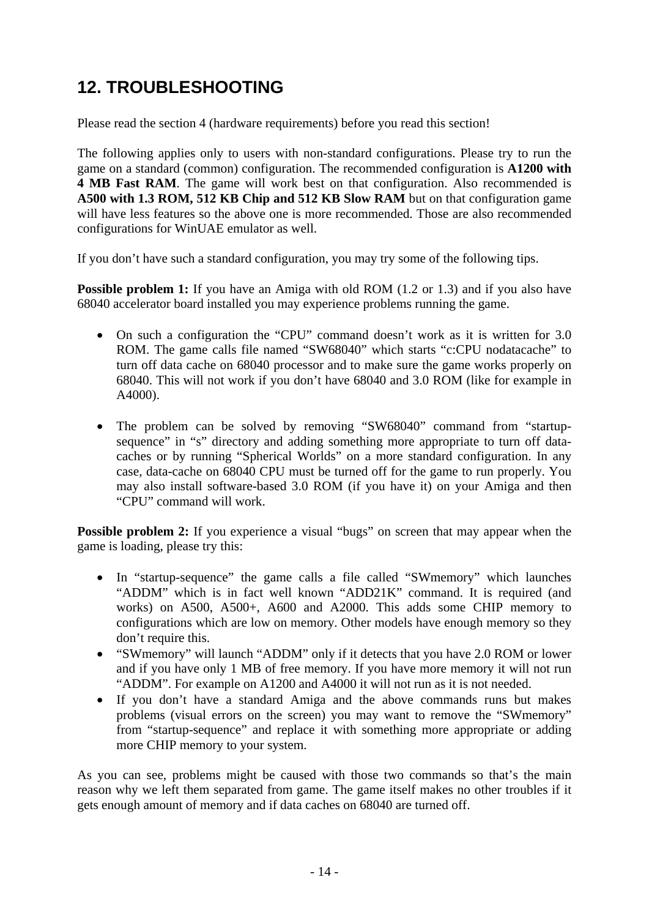# 12. TROUBLESHOOTING

Please read the section 4 (hardware requirements) before you read this section!

The following applies only to users with non-standard configurations. Please try to run the game on a standard (common) configuration. The recommended configuration is **A1200 with 4 MB Fast RAM**. The game will work best on that configuration. Also recommended is **A500 with 1.3 ROM, 512 KB Chip and 512 KB Slow RAM** but on that configuration game will have less features so the above one is more recommended. Those are also recommended configurations for WinUAE emulator as well.

If you don't have such a standard configuration, you may try some of the following tips.

**Possible problem 1:** If you have an Amiga with old ROM (1.2 or 1.3) and if you also have 68040 accelerator board installed you may experience problems running the game.

- On such a configuration the "CPU" command doesn't work as it is written for 3.0 ROM. The game calls file named "SW68040" which starts "c:CPU nodatacache" to turn off data cache on 68040 processor and to make sure the game works properly on 68040. This will not work if you don't have 68040 and 3.0 ROM (like for example in A4000).

- The problem can be solved by removing "SW68040" command from "startup-sequence" in "s" directory and adding something more appropriate to turn off data-caches or by running "Spherical Worlds" on a more standard configuration. In any case, data-cache on 68040 CPU must be turned off for the game to run properly. You may also install software-based 3.0 ROM (if you have it) on your Amiga and then "CPU" command will work.

**Possible problem 2:** If you experience a visual "bugs" on screen that may appear when the game is loading, please try this:

- In "startup-sequence" the game calls a file called "SWmemory" which launches "ADDM" which is in fact well known "ADD21K" command. It is required (and works) on A500, A500+, A600 and A2000. This adds some CHIP memory to configurations which are low on memory. Other models have enough memory so they don't require this.
- "SWmemory" will launch "ADDM" only if it detects that you have 2.0 ROM or lower and if you have only 1 MB of free memory. If you have more memory it will not run "ADDM". For example on A1200 and A4000 it will not run as it is not needed.
- If you don't have a standard Amiga and the above commands runs but makes problems (visual errors on the screen) you may want to remove the "SWmemory" from "startup-sequence" and replace it with something more appropriate or adding more CHIP memory to your system.

As you can see, problems might be caused with those two commands so that's the main reason why we left them separated from game. The game itself makes no other troubles if it gets enough amount of memory and if data caches on 68040 are turned off.